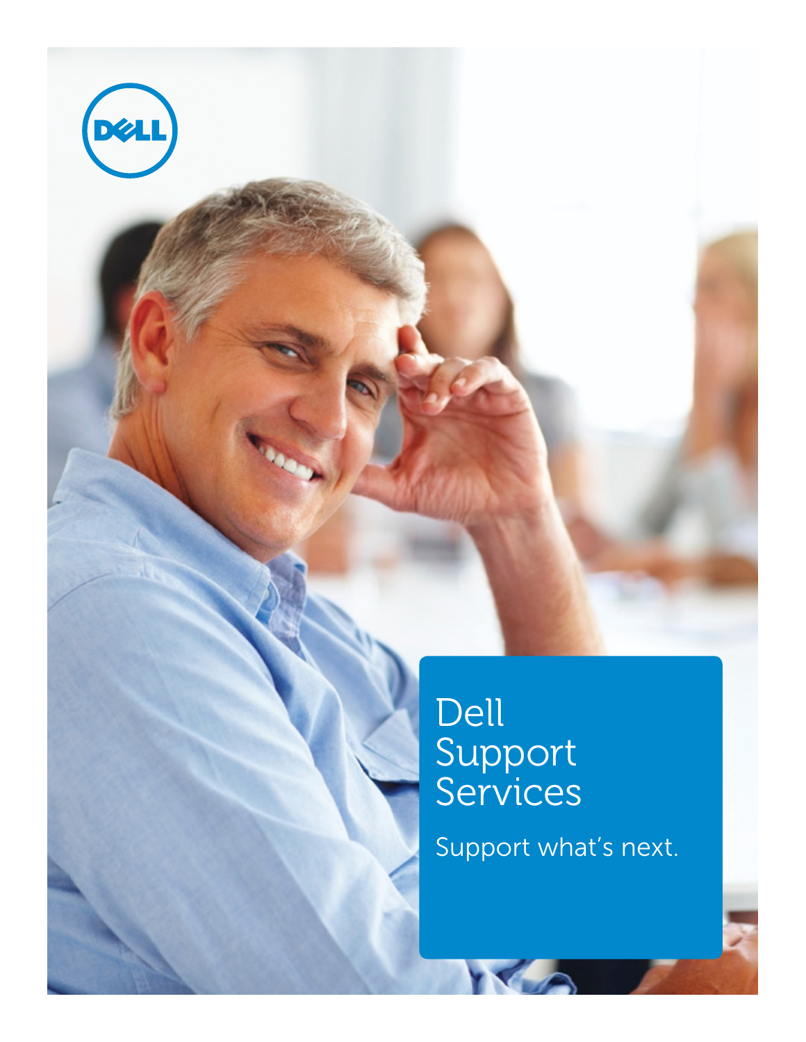# Dell Support Services

Support what's next.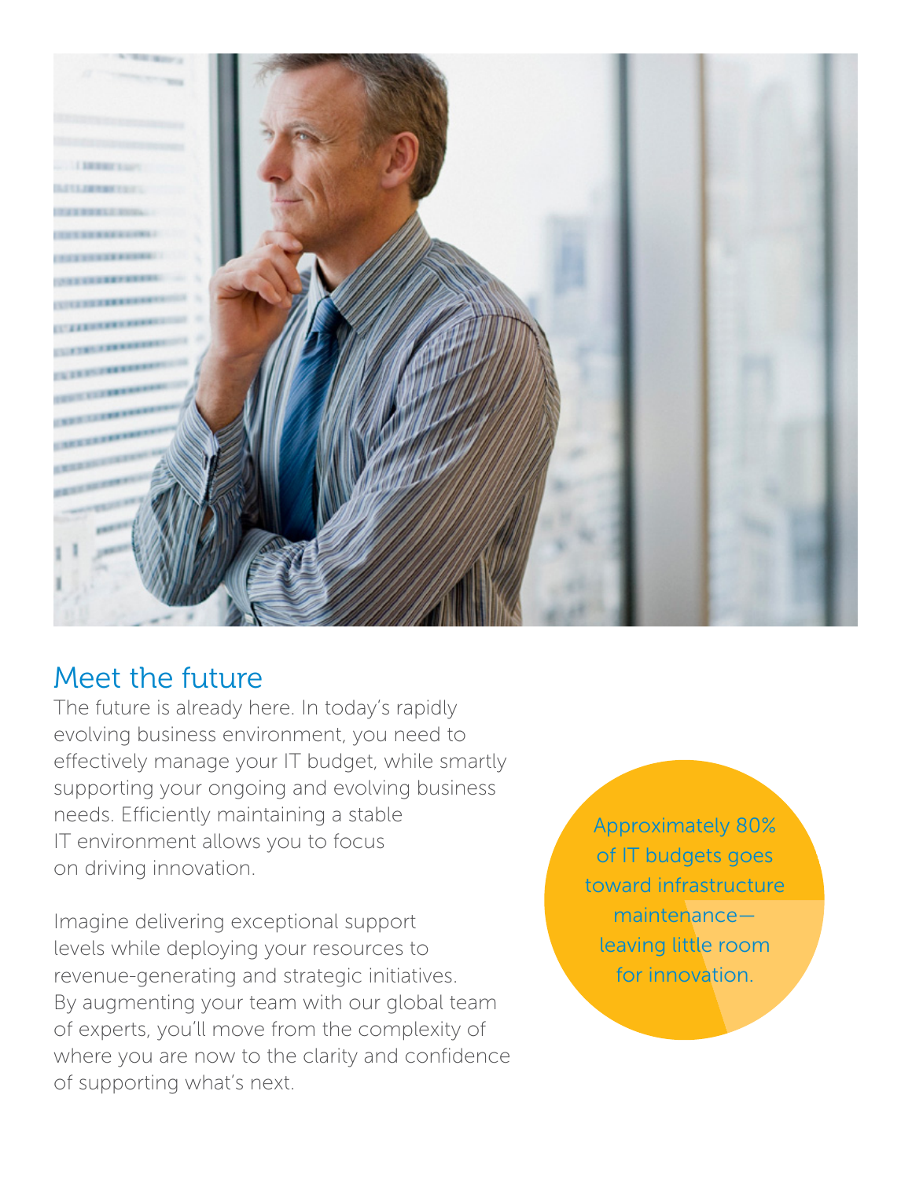## Meet the future

The future is already here. In today's rapidly evolving business environment, you need to effectively manage your IT budget, while smartly supporting your ongoing and evolving business needs. Efficiently maintaining a stable IT environment allows you to focus on driving innovation.

Imagine delivering exceptional support levels while deploying your resources to revenue-generating and strategic initiatives. By augmenting your team with our global team of experts, you'll move from the complexity of where you are now to the clarity and confidence of supporting what's next.

Approximately 80% of IT budgets goes toward infrastructure maintenance—leaving little room for innovation.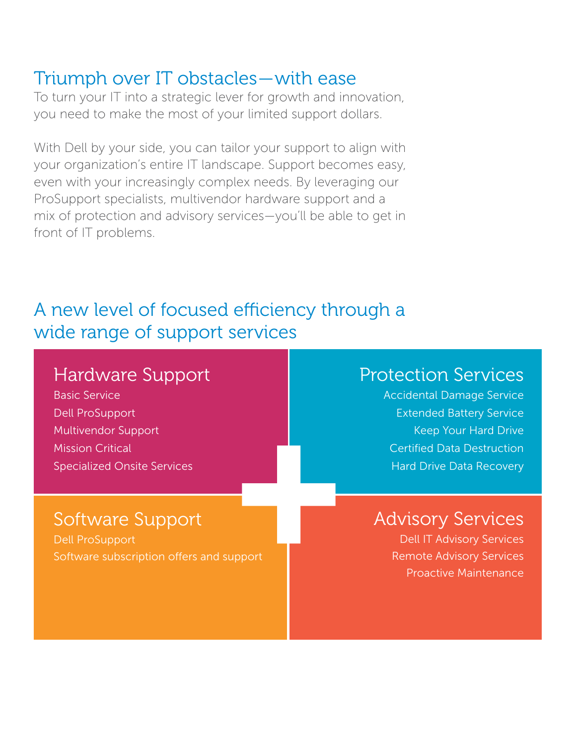## Triumph over IT obstacles—with ease

To turn your IT into a strategic lever for growth and innovation, you need to make the most of your limited support dollars.

With Dell by your side, you can tailor your support to align with your organization's entire IT landscape. Support becomes easy, even with your increasingly complex needs. By leveraging our ProSupport specialists, multivendor hardware support and a mix of protection and advisory services—you'll be able to get in front of IT problems.

## A new level of focused efficiency through a wide range of support services

### Hardware Support

- Basic Service
- Dell ProSupport
- Multivendor Support
- Mission Critical
- Specialized Onsite Services

### Protection Services

- Accidental Damage Service
- Extended Battery Service
- Keep Your Hard Drive
- Certified Data Destruction
- Hard Drive Data Recovery

### Software Support

- Dell ProSupport
- Software subscription offers and support

### Advisory Services

- Dell IT Advisory Services
- Remote Advisory Services
- Proactive Maintenance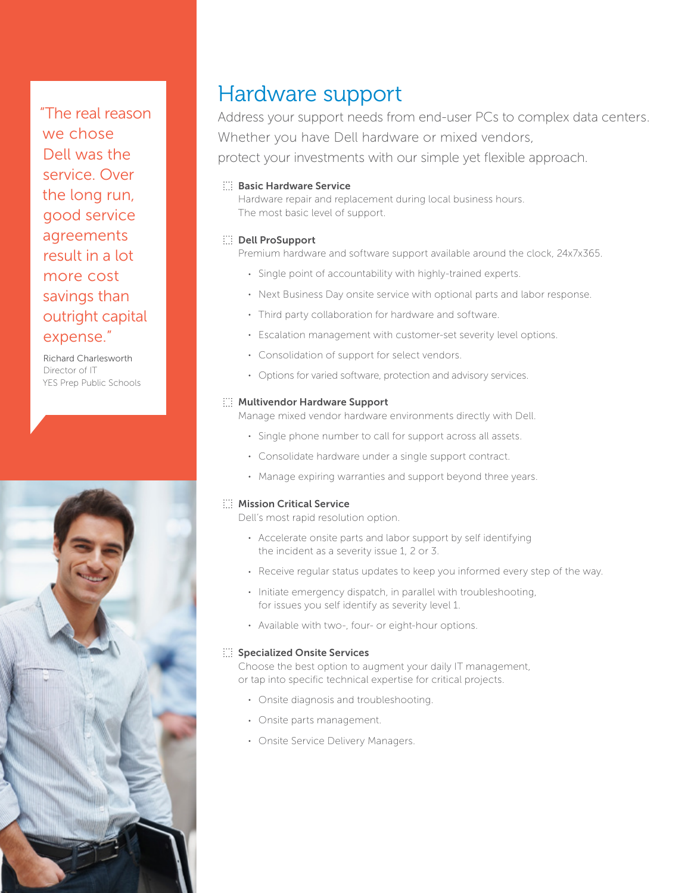> "The real reason we chose Dell was the service. Over the long run, good service agreements result in a lot more cost savings than outright capital expense."
>
> Richard Charlesworth
> Director of IT
> YES Prep Public Schools

## Hardware support

Address your support needs from end-user PCs to complex data centers. Whether you have Dell hardware or mixed vendors, protect your investments with our simple yet flexible approach.

**Basic Hardware Service**
Hardware repair and replacement during local business hours. The most basic level of support.

**Dell ProSupport**
Premium hardware and software support available around the clock, 24x7x365.

- Single point of accountability with highly-trained experts.
- Next Business Day onsite service with optional parts and labor response.
- Third party collaboration for hardware and software.
- Escalation management with customer-set severity level options.
- Consolidation of support for select vendors.
- Options for varied software, protection and advisory services.

**Multivendor Hardware Support**
Manage mixed vendor hardware environments directly with Dell.

- Single phone number to call for support across all assets.
- Consolidate hardware under a single support contract.
- Manage expiring warranties and support beyond three years.

**Mission Critical Service**
Dell's most rapid resolution option.

- Accelerate onsite parts and labor support by self identifying the incident as a severity issue 1, 2 or 3.
- Receive regular status updates to keep you informed every step of the way.
- Initiate emergency dispatch, in parallel with troubleshooting, for issues you self identify as severity level 1.
- Available with two-, four- or eight-hour options.

**Specialized Onsite Services**
Choose the best option to augment your daily IT management, or tap into specific technical expertise for critical projects.

- Onsite diagnosis and troubleshooting.
- Onsite parts management.
- Onsite Service Delivery Managers.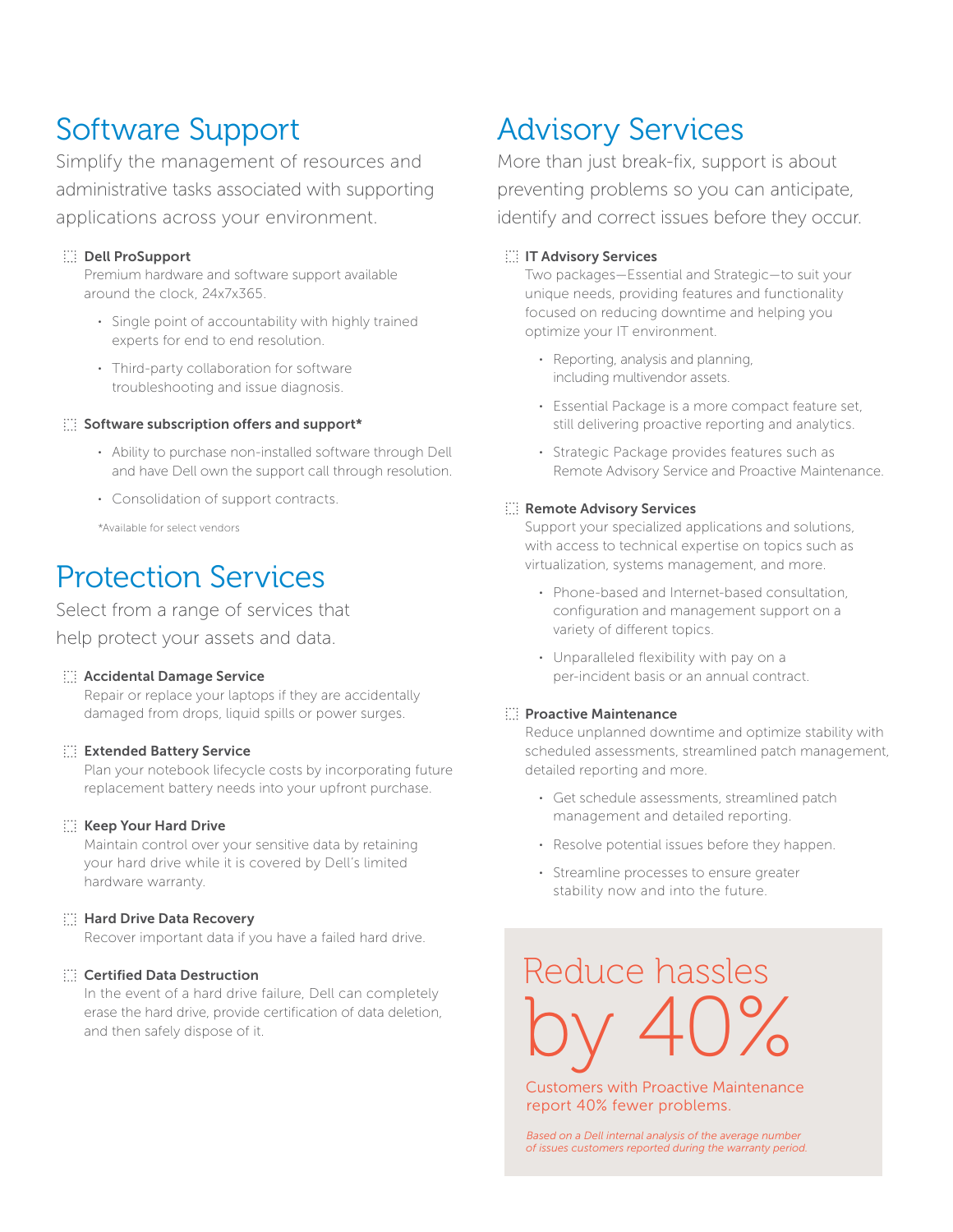## Software Support

Simplify the management of resources and administrative tasks associated with supporting applications across your environment.

**Dell ProSupport**

Premium hardware and software support available around the clock, 24x7x365.

- Single point of accountability with highly trained experts for end to end resolution.
- Third-party collaboration for software troubleshooting and issue diagnosis.

**Software subscription offers and support***

- Ability to purchase non-installed software through Dell and have Dell own the support call through resolution.
- Consolidation of support contracts.

*Available for select vendors

## Protection Services

Select from a range of services that help protect your assets and data.

**Accidental Damage Service**

Repair or replace your laptops if they are accidentally damaged from drops, liquid spills or power surges.

**Extended Battery Service**

Plan your notebook lifecycle costs by incorporating future replacement battery needs into your upfront purchase.

**Keep Your Hard Drive**

Maintain control over your sensitive data by retaining your hard drive while it is covered by Dell's limited hardware warranty.

**Hard Drive Data Recovery**

Recover important data if you have a failed hard drive.

**Certified Data Destruction**

In the event of a hard drive failure, Dell can completely erase the hard drive, provide certification of data deletion, and then safely dispose of it.

## Advisory Services

More than just break-fix, support is about preventing problems so you can anticipate, identify and correct issues before they occur.

**IT Advisory Services**

Two packages—Essential and Strategic—to suit your unique needs, providing features and functionality focused on reducing downtime and helping you optimize your IT environment.

- Reporting, analysis and planning, including multivendor assets.
- Essential Package is a more compact feature set, still delivering proactive reporting and analytics.
- Strategic Package provides features such as Remote Advisory Service and Proactive Maintenance.

**Remote Advisory Services**

Support your specialized applications and solutions, with access to technical expertise on topics such as virtualization, systems management, and more.

- Phone-based and Internet-based consultation, configuration and management support on a variety of different topics.
- Unparalleled flexibility with pay on a per-incident basis or an annual contract.

**Proactive Maintenance**

Reduce unplanned downtime and optimize stability with scheduled assessments, streamlined patch management, detailed reporting and more.

- Get schedule assessments, streamlined patch management and detailed reporting.
- Resolve potential issues before they happen.
- Streamline processes to ensure greater stability now and into the future.

# Reduce hassles by 40%

Customers with Proactive Maintenance report 40% fewer problems.

*Based on a Dell internal analysis of the average number of issues customers reported during the warranty period.*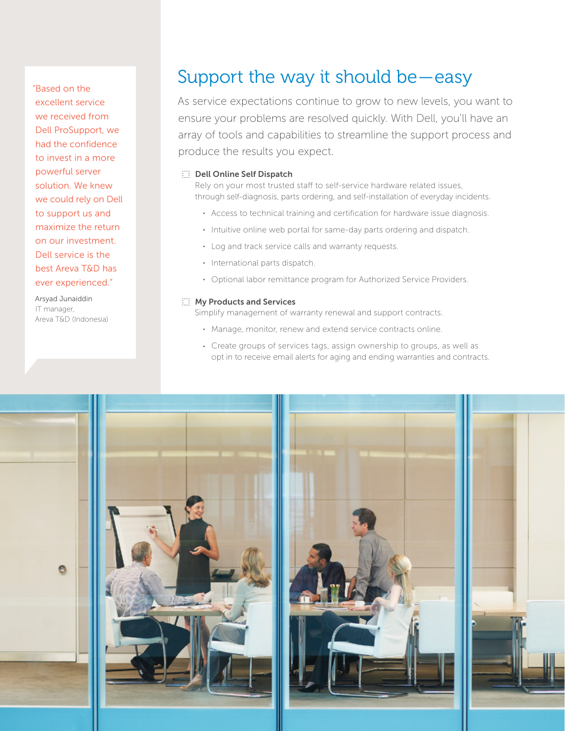> "Based on the excellent service we received from Dell ProSupport, we had the confidence to invest in a more powerful server solution. We knew we could rely on Dell to support us and maximize the return on our investment. Dell service is the best Areva T&D has ever experienced."
>
> Arsyad Junaiddin
> IT manager,
> Areva T&D (Indonesia)

# Support the way it should be—easy

As service expectations continue to grow to new levels, you want to ensure your problems are resolved quickly. With Dell, you'll have an array of tools and capabilities to streamline the support process and produce the results you expect.

### Dell Online Self Dispatch

Rely on your most trusted staff to self-service hardware related issues, through self-diagnosis, parts ordering, and self-installation of everyday incidents.

- Access to technical training and certification for hardware issue diagnosis.
- Intuitive online web portal for same-day parts ordering and dispatch.
- Log and track service calls and warranty requests.
- International parts dispatch.
- Optional labor remittance program for Authorized Service Providers.

### My Products and Services

Simplify management of warranty renewal and support contracts.

- Manage, monitor, renew and extend service contracts online.
- Create groups of services tags, assign ownership to groups, as well as opt in to receive email alerts for aging and ending warranties and contracts.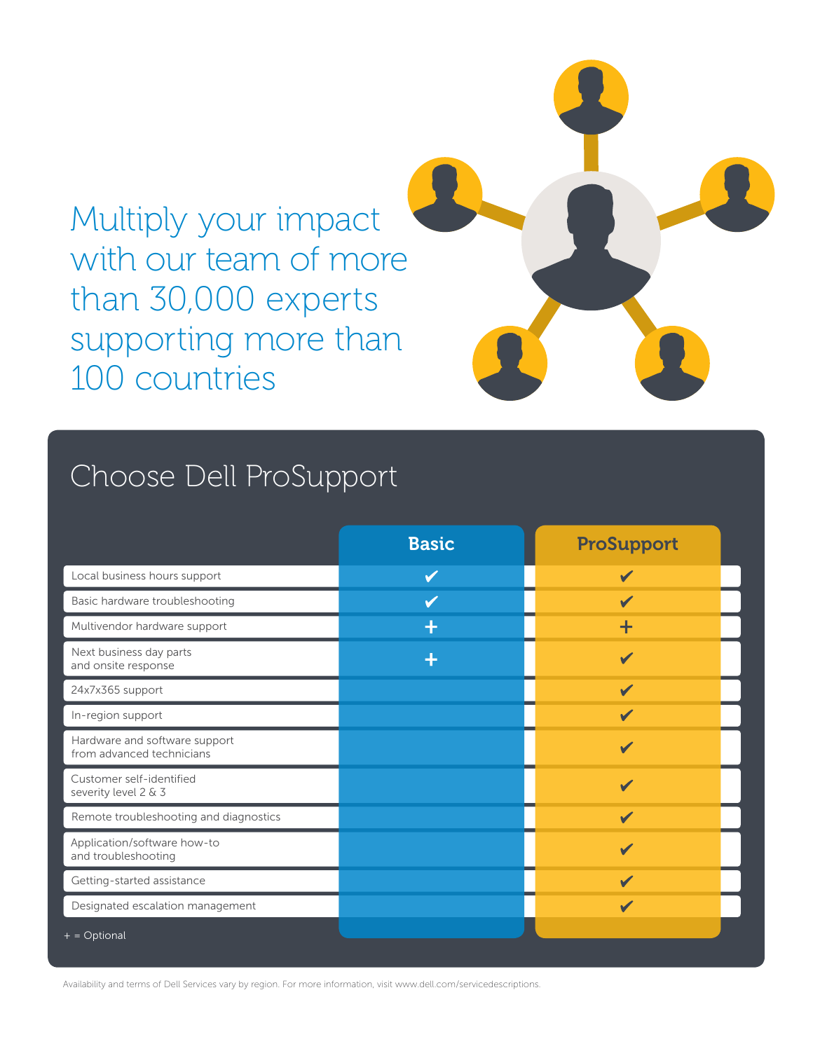# Multiply your impact with our team of more than 30,000 experts supporting more than 100 countries

## Choose Dell ProSupport

| | Basic | ProSupport |
|---|---|---|
| Local business hours support | ✔ | ✔ |
| Basic hardware troubleshooting | ✔ | ✔ |
| Multivendor hardware support | + | + |
| Next business day parts and onsite response | + | ✔ |
| 24x7x365 support | | ✔ |
| In-region support | | ✔ |
| Hardware and software support from advanced technicians | | ✔ |
| Customer self-identified severity level 2 & 3 | | ✔ |
| Remote troubleshooting and diagnostics | | ✔ |
| Application/software how-to and troubleshooting | | ✔ |
| Getting-started assistance | | ✔ |
| Designated escalation management | | ✔ |

+ = Optional

Availability and terms of Dell Services vary by region. For more information, visit www.dell.com/servicedescriptions.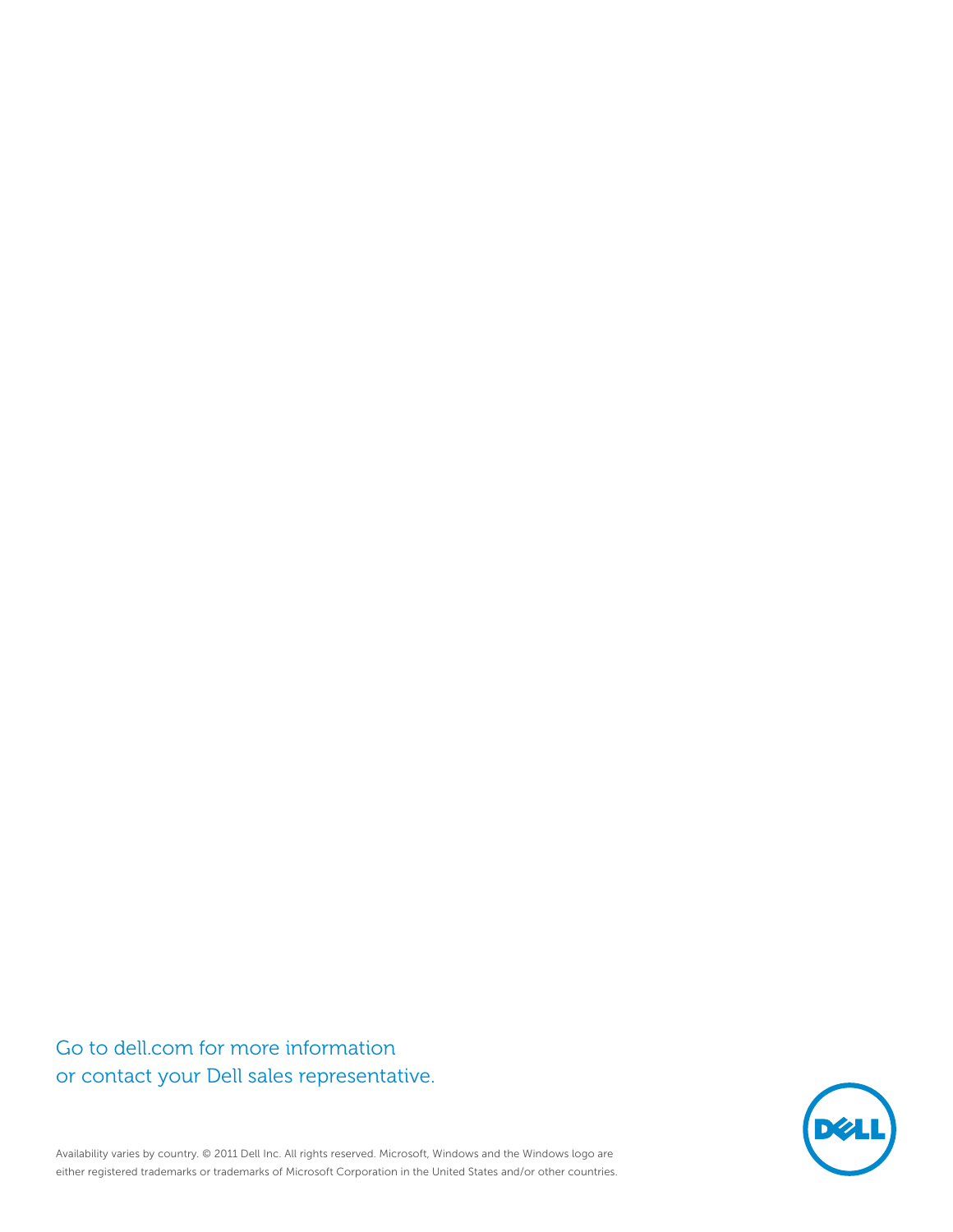Go to dell.com for more information
or contact your Dell sales representative.

Availability varies by country. © 2011 Dell Inc. All rights reserved. Microsoft, Windows and the Windows logo are either registered trademarks or trademarks of Microsoft Corporation in the United States and/or other countries.